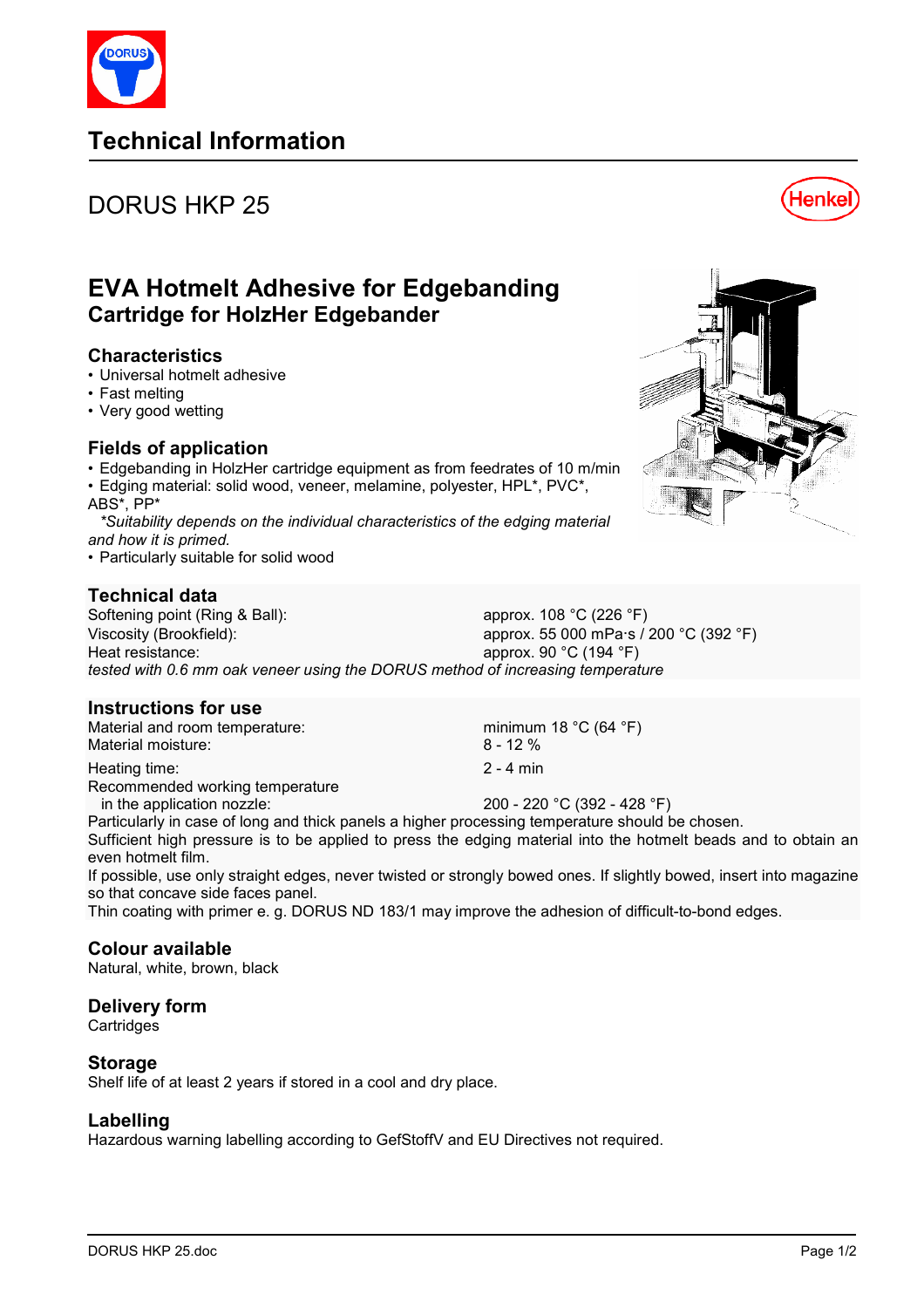# Technical Information

## DORUS HKP 25

## EVA Hotmelt Adhesive for Edgebanding
### Cartridge for HolzHer Edgebander

### Characteristics
- Universal hotmelt adhesive
- Fast melting
- Very good wetting

### Fields of application
- Edgebanding in HolzHer cartridge equipment as from feedrates of 10 m/min
- Edging material: solid wood, veneer, melamine, polyester, HPL*, PVC*, ABS*, PP*

  *\*Suitability depends on the individual characteristics of the edging material and how it is primed.*
- Particularly suitable for solid wood

### Technical data

| | |
|---|---|
| Softening point (Ring & Ball): | approx. 108 °C (226 °F) |
| Viscosity (Brookfield): | approx. 55 000 mPa·s / 200 °C (392 °F) |
| Heat resistance: | approx. 90 °C (194 °F) |

*tested with 0.6 mm oak veneer using the DORUS method of increasing temperature*

### Instructions for use

| | |
|---|---|
| Material and room temperature: | minimum 18 °C (64 °F) |
| Material moisture: | 8 - 12 % |
| Heating time: | 2 - 4 min |
| Recommended working temperature in the application nozzle: | 200 - 220 °C (392 - 428 °F) |

Particularly in case of long and thick panels a higher processing temperature should be chosen.

Sufficient high pressure is to be applied to press the edging material into the hotmelt beads and to obtain an even hotmelt film.

If possible, use only straight edges, never twisted or strongly bowed ones. If slightly bowed, insert into magazine so that concave side faces panel.

Thin coating with primer e. g. DORUS ND 183/1 may improve the adhesion of difficult-to-bond edges.

### Colour available
Natural, white, brown, black

### Delivery form
Cartridges

### Storage
Shelf life of at least 2 years if stored in a cool and dry place.

### Labelling
Hazardous warning labelling according to GefStoffV and EU Directives not required.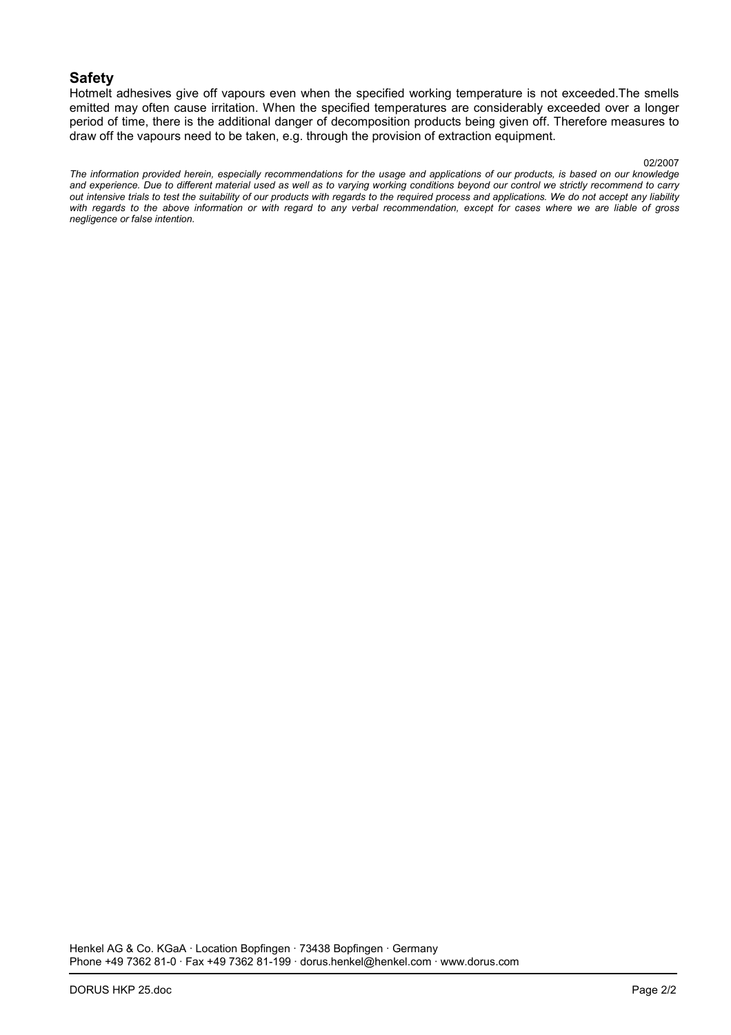## Safety

Hotmelt adhesives give off vapours even when the specified working temperature is not exceeded.The smells emitted may often cause irritation. When the specified temperatures are considerably exceeded over a longer period of time, there is the additional danger of decomposition products being given off. Therefore measures to draw off the vapours need to be taken, e.g. through the provision of extraction equipment.

02/2007

*The information provided herein, especially recommendations for the usage and applications of our products, is based on our knowledge and experience. Due to different material used as well as to varying working conditions beyond our control we strictly recommend to carry out intensive trials to test the suitability of our products with regards to the required process and applications. We do not accept any liability with regards to the above information or with regard to any verbal recommendation, except for cases where we are liable of gross negligence or false intention.*

Henkel AG & Co. KGaA · Location Bopfingen · 73438 Bopfingen · Germany
Phone +49 7362 81-0 · Fax +49 7362 81-199 · dorus.henkel@henkel.com · www.dorus.com